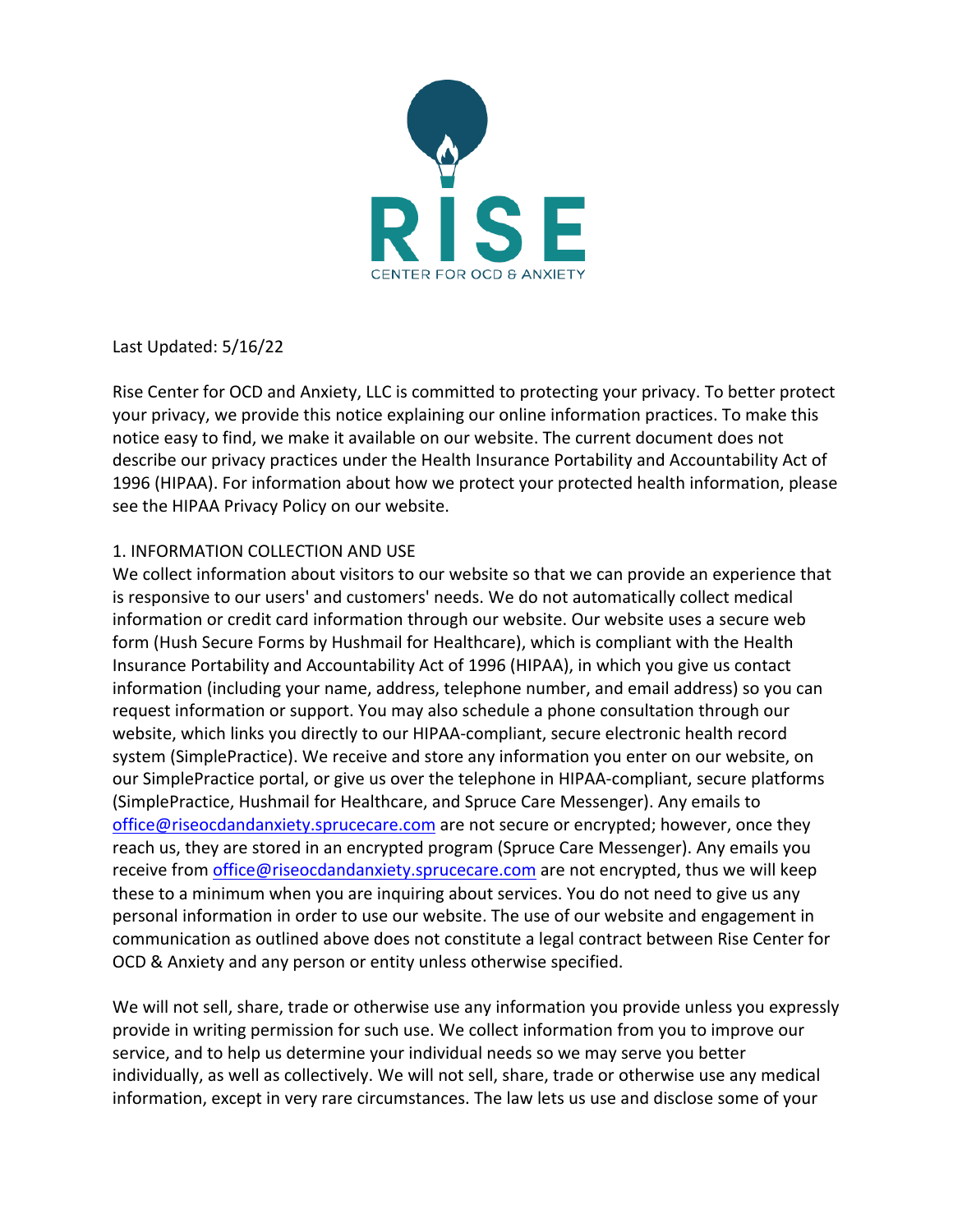# RISE

CENTER FOR OCD & ANXIETY

Last Updated: 5/16/22

Rise Center for OCD and Anxiety, LLC is committed to protecting your privacy. To better protect your privacy, we provide this notice explaining our online information practices. To make this notice easy to find, we make it available on our website. The current document does not describe our privacy practices under the Health Insurance Portability and Accountability Act of 1996 (HIPAA). For information about how we protect your protected health information, please see the HIPAA Privacy Policy on our website.

## 1. INFORMATION COLLECTION AND USE

We collect information about visitors to our website so that we can provide an experience that is responsive to our users' and customers' needs. We do not automatically collect medical information or credit card information through our website. Our website uses a secure web form (Hush Secure Forms by Hushmail for Healthcare), which is compliant with the Health Insurance Portability and Accountability Act of 1996 (HIPAA), in which you give us contact information (including your name, address, telephone number, and email address) so you can request information or support. You may also schedule a phone consultation through our website, which links you directly to our HIPAA-compliant, secure electronic health record system (SimplePractice). We receive and store any information you enter on our website, on our SimplePractice portal, or give us over the telephone in HIPAA-compliant, secure platforms (SimplePractice, Hushmail for Healthcare, and Spruce Care Messenger). Any emails to office@riseocdandanxiety.sprucecare.com are not secure or encrypted; however, once they reach us, they are stored in an encrypted program (Spruce Care Messenger). Any emails you receive from office@riseocdandanxiety.sprucecare.com are not encrypted, thus we will keep these to a minimum when you are inquiring about services. You do not need to give us any personal information in order to use our website. The use of our website and engagement in communication as outlined above does not constitute a legal contract between Rise Center for OCD & Anxiety and any person or entity unless otherwise specified.

We will not sell, share, trade or otherwise use any information you provide unless you expressly provide in writing permission for such use. We collect information from you to improve our service, and to help us determine your individual needs so we may serve you better individually, as well as collectively. We will not sell, share, trade or otherwise use any medical information, except in very rare circumstances. The law lets us use and disclose some of your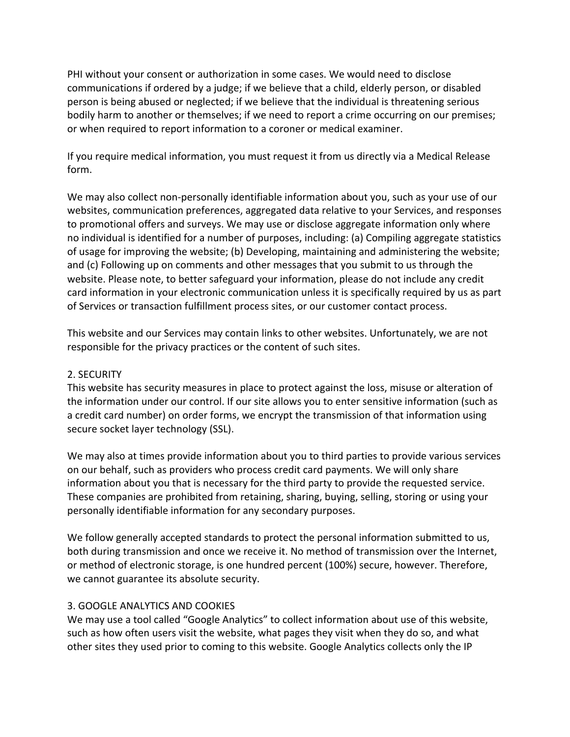PHI without your consent or authorization in some cases. We would need to disclose communications if ordered by a judge; if we believe that a child, elderly person, or disabled person is being abused or neglected; if we believe that the individual is threatening serious bodily harm to another or themselves; if we need to report a crime occurring on our premises; or when required to report information to a coroner or medical examiner.

If you require medical information, you must request it from us directly via a Medical Release form.

We may also collect non-personally identifiable information about you, such as your use of our websites, communication preferences, aggregated data relative to your Services, and responses to promotional offers and surveys. We may use or disclose aggregate information only where no individual is identified for a number of purposes, including: (a) Compiling aggregate statistics of usage for improving the website; (b) Developing, maintaining and administering the website; and (c) Following up on comments and other messages that you submit to us through the website. Please note, to better safeguard your information, please do not include any credit card information in your electronic communication unless it is specifically required by us as part of Services or transaction fulfillment process sites, or our customer contact process.

This website and our Services may contain links to other websites. Unfortunately, we are not responsible for the privacy practices or the content of such sites.

## 2. SECURITY

This website has security measures in place to protect against the loss, misuse or alteration of the information under our control. If our site allows you to enter sensitive information (such as a credit card number) on order forms, we encrypt the transmission of that information using secure socket layer technology (SSL).

We may also at times provide information about you to third parties to provide various services on our behalf, such as providers who process credit card payments. We will only share information about you that is necessary for the third party to provide the requested service. These companies are prohibited from retaining, sharing, buying, selling, storing or using your personally identifiable information for any secondary purposes.

We follow generally accepted standards to protect the personal information submitted to us, both during transmission and once we receive it. No method of transmission over the Internet, or method of electronic storage, is one hundred percent (100%) secure, however. Therefore, we cannot guarantee its absolute security.

## 3. GOOGLE ANALYTICS AND COOKIES

We may use a tool called “Google Analytics” to collect information about use of this website, such as how often users visit the website, what pages they visit when they do so, and what other sites they used prior to coming to this website. Google Analytics collects only the IP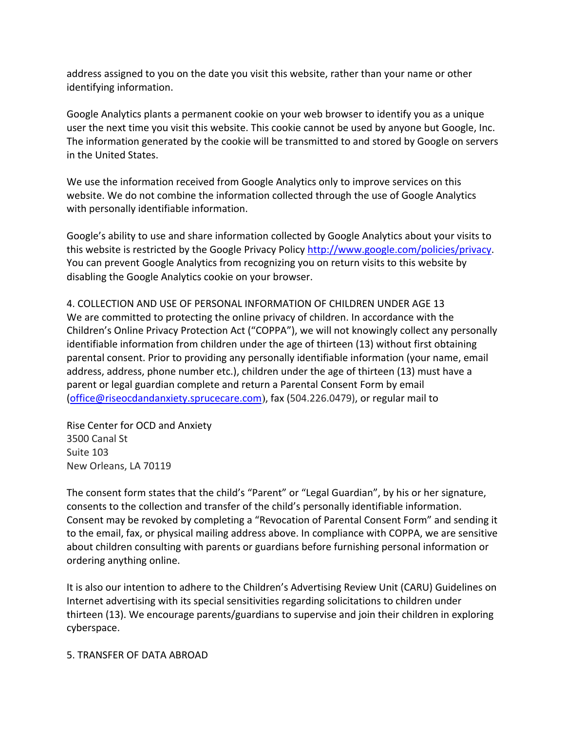address assigned to you on the date you visit this website, rather than your name or other identifying information.

Google Analytics plants a permanent cookie on your web browser to identify you as a unique user the next time you visit this website. This cookie cannot be used by anyone but Google, Inc. The information generated by the cookie will be transmitted to and stored by Google on servers in the United States.

We use the information received from Google Analytics only to improve services on this website. We do not combine the information collected through the use of Google Analytics with personally identifiable information.

Google's ability to use and share information collected by Google Analytics about your visits to this website is restricted by the Google Privacy Policy [http://www.google.com/policies/privacy](http://www.google.com/policies/privacy). You can prevent Google Analytics from recognizing you on return visits to this website by disabling the Google Analytics cookie on your browser.

## 4. COLLECTION AND USE OF PERSONAL INFORMATION OF CHILDREN UNDER AGE 13

We are committed to protecting the online privacy of children. In accordance with the Children's Online Privacy Protection Act ("COPPA"), we will not knowingly collect any personally identifiable information from children under the age of thirteen (13) without first obtaining parental consent. Prior to providing any personally identifiable information (your name, email address, address, phone number etc.), children under the age of thirteen (13) must have a parent or legal guardian complete and return a Parental Consent Form by email ([office@riseocdandanxiety.sprucecare.com](mailto:office@riseocdandanxiety.sprucecare.com)), fax (504.226.0479), or regular mail to

Rise Center for OCD and Anxiety
3500 Canal St
Suite 103
New Orleans, LA 70119

The consent form states that the child's "Parent" or "Legal Guardian", by his or her signature, consents to the collection and transfer of the child's personally identifiable information. Consent may be revoked by completing a "Revocation of Parental Consent Form" and sending it to the email, fax, or physical mailing address above. In compliance with COPPA, we are sensitive about children consulting with parents or guardians before furnishing personal information or ordering anything online.

It is also our intention to adhere to the Children's Advertising Review Unit (CARU) Guidelines on Internet advertising with its special sensitivities regarding solicitations to children under thirteen (13). We encourage parents/guardians to supervise and join their children in exploring cyberspace.

## 5. TRANSFER OF DATA ABROAD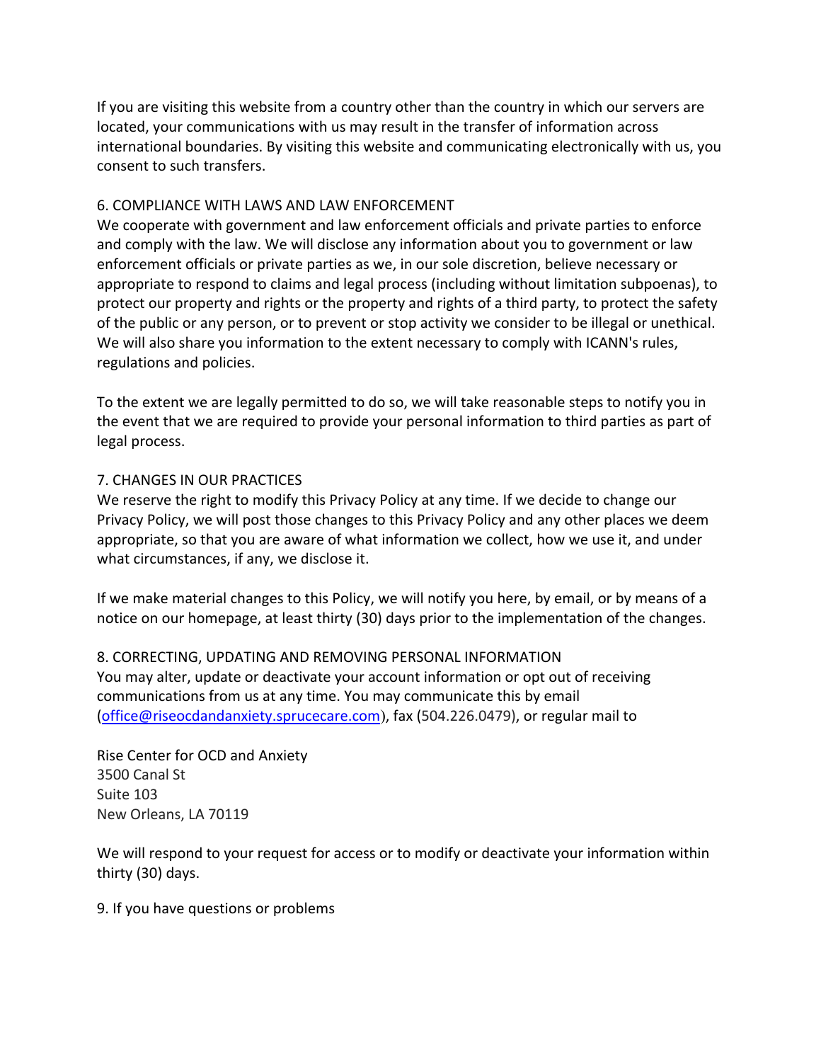If you are visiting this website from a country other than the country in which our servers are located, your communications with us may result in the transfer of information across international boundaries. By visiting this website and communicating electronically with us, you consent to such transfers.

## 6. COMPLIANCE WITH LAWS AND LAW ENFORCEMENT

We cooperate with government and law enforcement officials and private parties to enforce and comply with the law. We will disclose any information about you to government or law enforcement officials or private parties as we, in our sole discretion, believe necessary or appropriate to respond to claims and legal process (including without limitation subpoenas), to protect our property and rights or the property and rights of a third party, to protect the safety of the public or any person, or to prevent or stop activity we consider to be illegal or unethical. We will also share you information to the extent necessary to comply with ICANN's rules, regulations and policies.

To the extent we are legally permitted to do so, we will take reasonable steps to notify you in the event that we are required to provide your personal information to third parties as part of legal process.

## 7. CHANGES IN OUR PRACTICES

We reserve the right to modify this Privacy Policy at any time. If we decide to change our Privacy Policy, we will post those changes to this Privacy Policy and any other places we deem appropriate, so that you are aware of what information we collect, how we use it, and under what circumstances, if any, we disclose it.

If we make material changes to this Policy, we will notify you here, by email, or by means of a notice on our homepage, at least thirty (30) days prior to the implementation of the changes.

## 8. CORRECTING, UPDATING AND REMOVING PERSONAL INFORMATION

You may alter, update or deactivate your account information or opt out of receiving communications from us at any time. You may communicate this by email (office@riseocdandanxiety.sprucecare.com), fax (504.226.0479), or regular mail to

Rise Center for OCD and Anxiety
3500 Canal St
Suite 103
New Orleans, LA 70119

We will respond to your request for access or to modify or deactivate your information within thirty (30) days.

## 9. If you have questions or problems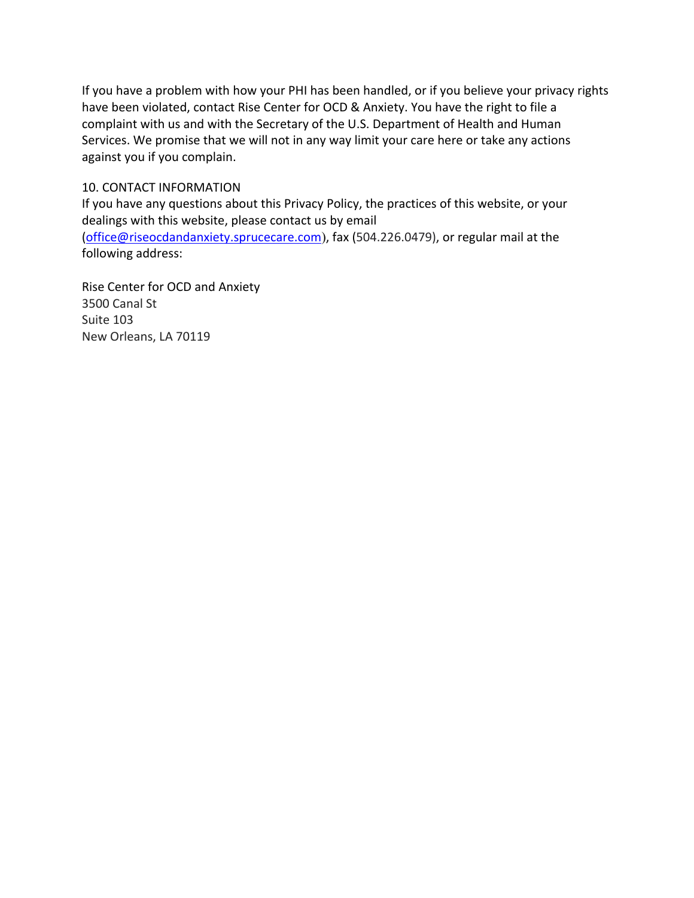If you have a problem with how your PHI has been handled, or if you believe your privacy rights have been violated, contact Rise Center for OCD & Anxiety. You have the right to file a complaint with us and with the Secretary of the U.S. Department of Health and Human Services. We promise that we will not in any way limit your care here or take any actions against you if you complain.

10. CONTACT INFORMATION

If you have any questions about this Privacy Policy, the practices of this website, or your dealings with this website, please contact us by email (office@riseocdandanxiety.sprucecare.com), fax (504.226.0479), or regular mail at the following address:

Rise Center for OCD and Anxiety
3500 Canal St
Suite 103
New Orleans, LA 70119